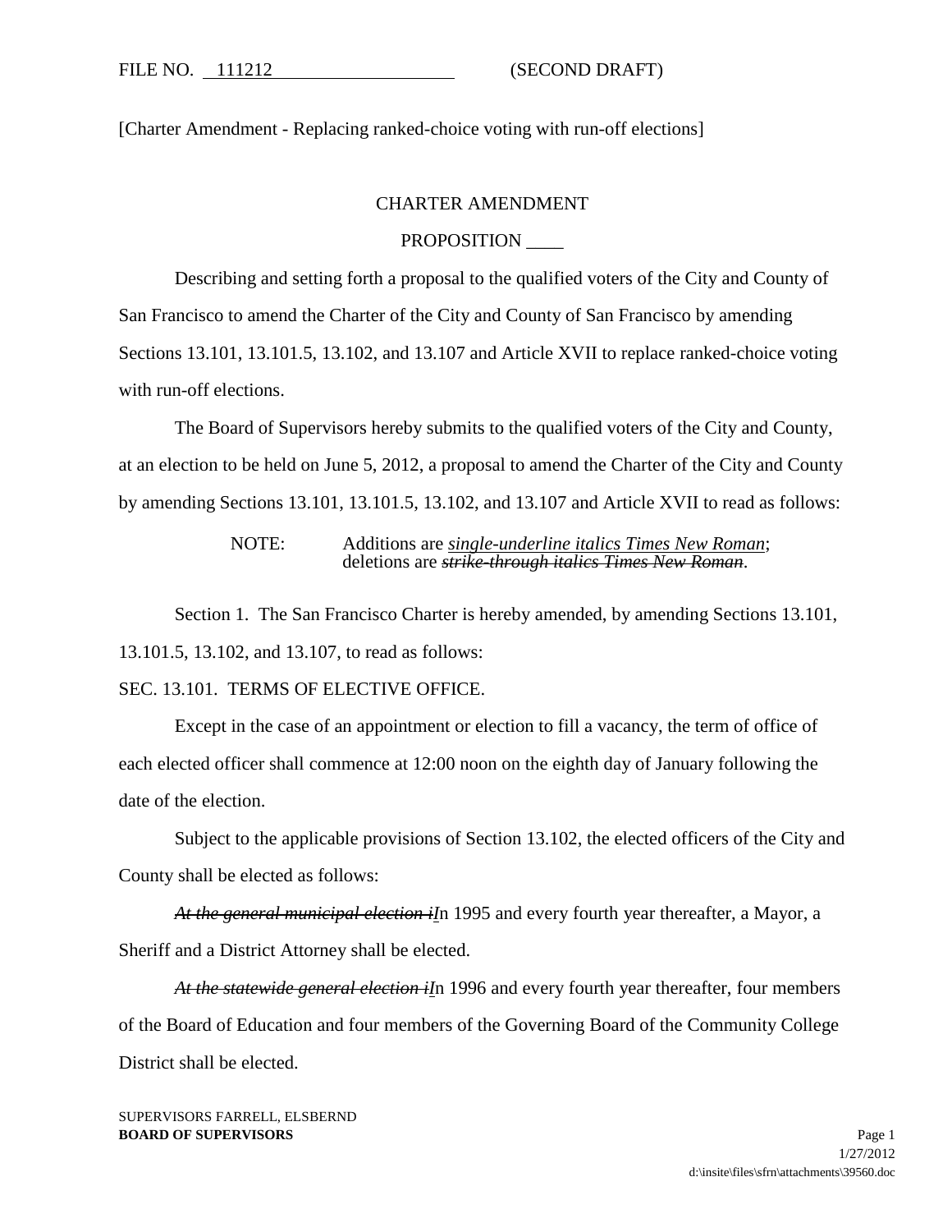FILE NO. 111212 (SECOND DRAFT)

[Charter Amendment - Replacing ranked-choice voting with run-off elections]

CHARTER AMENDMENT

PROPOSITION ____

Describing and setting forth a proposal to the qualified voters of the City and County of San Francisco to amend the Charter of the City and County of San Francisco by amending Sections 13.101, 13.101.5, 13.102, and 13.107 and Article XVII to replace ranked-choice voting with run-off elections.

The Board of Supervisors hereby submits to the qualified voters of the City and County, at an election to be held on June 5, 2012, a proposal to amend the Charter of the City and County by amending Sections 13.101, 13.101.5, 13.102, and 13.107 and Article XVII to read as follows:

> NOTE: Additions are *single-underline italics Times New Roman*; deletions are ~~*strike-through italics Times New Roman*~~.

Section 1. The San Francisco Charter is hereby amended, by amending Sections 13.101, 13.101.5, 13.102, and 13.107, to read as follows:

SEC. 13.101. TERMS OF ELECTIVE OFFICE.

Except in the case of an appointment or election to fill a vacancy, the term of office of each elected officer shall commence at 12:00 noon on the eighth day of January following the date of the election.

Subject to the applicable provisions of Section 13.102, the elected officers of the City and County shall be elected as follows:

~~*At the general municipal election i*~~*I*n 1995 and every fourth year thereafter, a Mayor, a Sheriff and a District Attorney shall be elected.

~~*At the statewide general election i*~~*I*n 1996 and every fourth year thereafter, four members of the Board of Education and four members of the Governing Board of the Community College District shall be elected.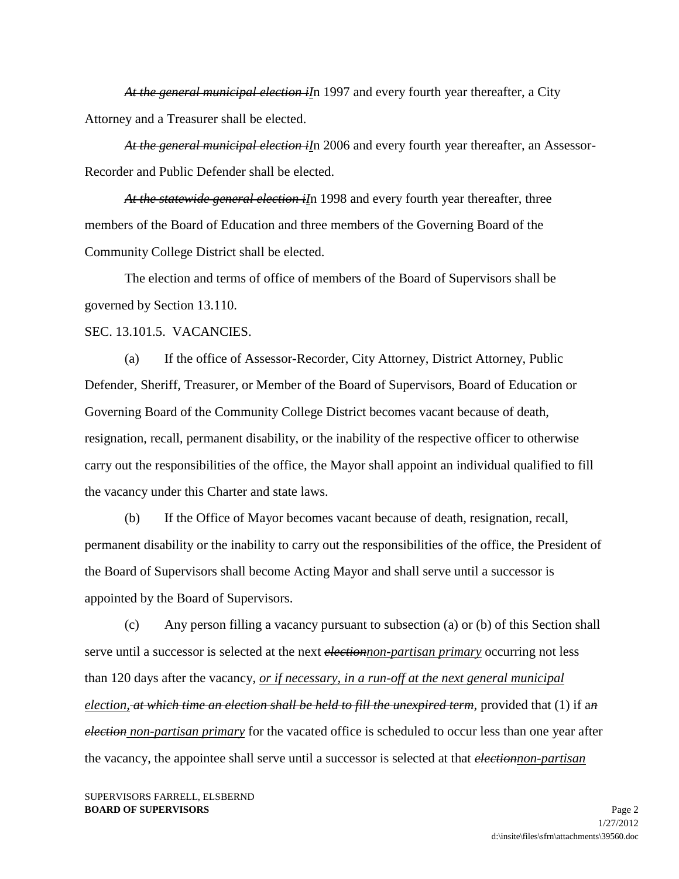~~*At the general municipal election i*~~*I*n 1997 and every fourth year thereafter, a City Attorney and a Treasurer shall be elected.

~~*At the general municipal election i*~~*I*n 2006 and every fourth year thereafter, an Assessor-Recorder and Public Defender shall be elected.

~~*At the statewide general election i*~~*I*n 1998 and every fourth year thereafter, three members of the Board of Education and three members of the Governing Board of the Community College District shall be elected.

The election and terms of office of members of the Board of Supervisors shall be governed by Section 13.110.

SEC. 13.101.5. VACANCIES.

(a) If the office of Assessor-Recorder, City Attorney, District Attorney, Public Defender, Sheriff, Treasurer, or Member of the Board of Supervisors, Board of Education or Governing Board of the Community College District becomes vacant because of death, resignation, recall, permanent disability, or the inability of the respective officer to otherwise carry out the responsibilities of the office, the Mayor shall appoint an individual qualified to fill the vacancy under this Charter and state laws.

(b) If the Office of Mayor becomes vacant because of death, resignation, recall, permanent disability or the inability to carry out the responsibilities of the office, the President of the Board of Supervisors shall become Acting Mayor and shall serve until a successor is appointed by the Board of Supervisors.

(c) Any person filling a vacancy pursuant to subsection (a) or (b) of this Section shall serve until a successor is selected at the next ~~*election*~~*non-partisan primary* occurring not less than 120 days after the vacancy, *or if necessary, in a run-off at the next general municipal election,* ~~*at which time an election shall be held to fill the unexpired term*~~, provided that (1) if a~~*n election*~~ *non-partisan primary* for the vacated office is scheduled to occur less than one year after the vacancy, the appointee shall serve until a successor is selected at that ~~*election*~~*non-partisan*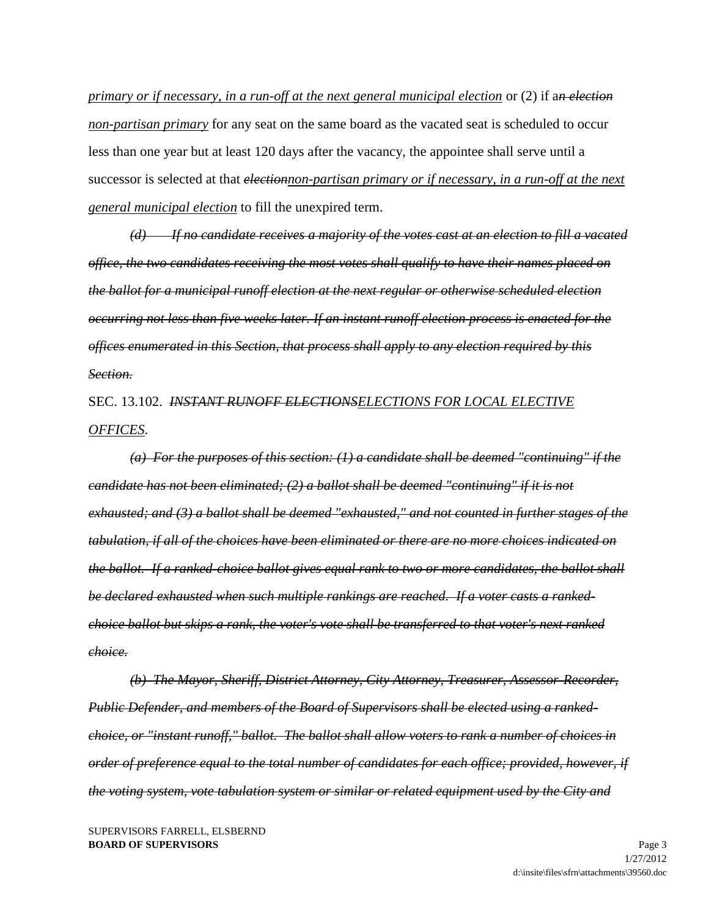*primary or if necessary, in a run-off at the next general municipal election* or (2) if a~~n election~~ *non-partisan primary* for any seat on the same board as the vacated seat is scheduled to occur less than one year but at least 120 days after the vacancy, the appointee shall serve until a successor is selected at that ~~election~~*non-partisan primary or if necessary, in a run-off at the next general municipal election* to fill the unexpired term.

~~*(d) If no candidate receives a majority of the votes cast at an election to fill a vacated office, the two candidates receiving the most votes shall qualify to have their names placed on the ballot for a municipal runoff election at the next regular or otherwise scheduled election occurring not less than five weeks later. If an instant runoff election process is enacted for the offices enumerated in this Section, that process shall apply to any election required by this Section.*~~

SEC. 13.102. ~~*INSTANT RUNOFF ELECTIONS*~~*ELECTIONS FOR LOCAL ELECTIVE OFFICES*.

~~*(a) For the purposes of this section: (1) a candidate shall be deemed "continuing" if the candidate has not been eliminated; (2) a ballot shall be deemed "continuing" if it is not exhausted; and (3) a ballot shall be deemed "exhausted," and not counted in further stages of the tabulation, if all of the choices have been eliminated or there are no more choices indicated on the ballot. If a ranked-choice ballot gives equal rank to two or more candidates, the ballot shall be declared exhausted when such multiple rankings are reached. If a voter casts a ranked-choice ballot but skips a rank, the voter's vote shall be transferred to that voter's next ranked choice.*~~

~~*(b) The Mayor, Sheriff, District Attorney, City Attorney, Treasurer, Assessor-Recorder, Public Defender, and members of the Board of Supervisors shall be elected using a ranked-choice, or "instant runoff," ballot. The ballot shall allow voters to rank a number of choices in order of preference equal to the total number of candidates for each office; provided, however, if the voting system, vote tabulation system or similar or related equipment used by the City and*~~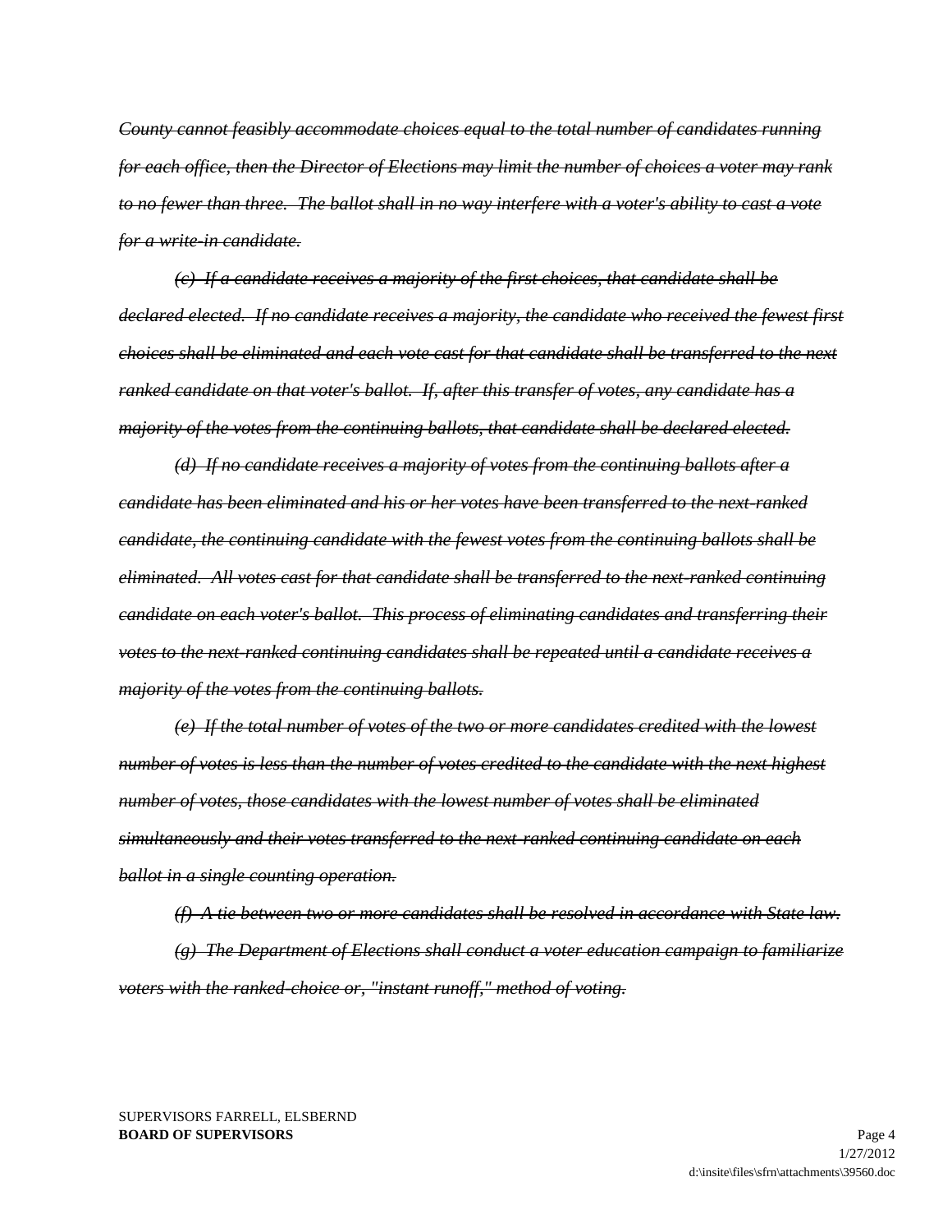~~*County cannot feasibly accommodate choices equal to the total number of candidates running for each office, then the Director of Elections may limit the number of choices a voter may rank to no fewer than three. The ballot shall in no way interfere with a voter's ability to cast a vote for a write-in candidate.*~~

~~*(c) If a candidate receives a majority of the first choices, that candidate shall be declared elected. If no candidate receives a majority, the candidate who received the fewest first choices shall be eliminated and each vote cast for that candidate shall be transferred to the next ranked candidate on that voter's ballot. If, after this transfer of votes, any candidate has a majority of the votes from the continuing ballots, that candidate shall be declared elected.*~~

~~*(d) If no candidate receives a majority of votes from the continuing ballots after a candidate has been eliminated and his or her votes have been transferred to the next-ranked candidate, the continuing candidate with the fewest votes from the continuing ballots shall be eliminated. All votes cast for that candidate shall be transferred to the next-ranked continuing candidate on each voter's ballot. This process of eliminating candidates and transferring their votes to the next-ranked continuing candidates shall be repeated until a candidate receives a majority of the votes from the continuing ballots.*~~

~~*(e) If the total number of votes of the two or more candidates credited with the lowest number of votes is less than the number of votes credited to the candidate with the next highest number of votes, those candidates with the lowest number of votes shall be eliminated simultaneously and their votes transferred to the next-ranked continuing candidate on each ballot in a single counting operation.*~~

~~*(f) A tie between two or more candidates shall be resolved in accordance with State law.*~~

~~*(g) The Department of Elections shall conduct a voter education campaign to familiarize voters with the ranked-choice or, "instant runoff," method of voting.*~~

SUPERVISORS FARRELL, ELSBERND
**BOARD OF SUPERVISORS**

1/27/2012
d:\insite\files\sfrn\attachments\39560.doc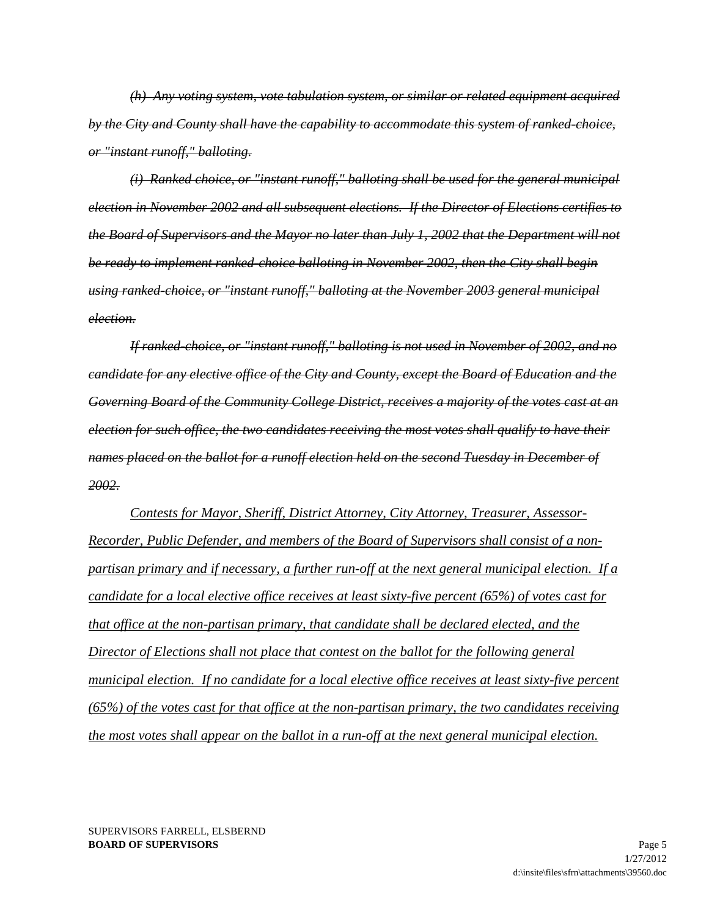~~*(h) Any voting system, vote tabulation system, or similar or related equipment acquired by the City and County shall have the capability to accommodate this system of ranked-choice, or "instant runoff," balloting.*~~

~~*(i) Ranked choice, or "instant runoff," balloting shall be used for the general municipal election in November 2002 and all subsequent elections. If the Director of Elections certifies to the Board of Supervisors and the Mayor no later than July 1, 2002 that the Department will not be ready to implement ranked-choice balloting in November 2002, then the City shall begin using ranked-choice, or "instant runoff," balloting at the November 2003 general municipal election.*~~

~~*If ranked-choice, or "instant runoff," balloting is not used in November of 2002, and no candidate for any elective office of the City and County, except the Board of Education and the Governing Board of the Community College District, receives a majority of the votes cast at an election for such office, the two candidates receiving the most votes shall qualify to have their names placed on the ballot for a runoff election held on the second Tuesday in December of 2002.*~~

*<u>Contests for Mayor, Sheriff, District Attorney, City Attorney, Treasurer, Assessor-Recorder, Public Defender, and members of the Board of Supervisors shall consist of a non-partisan primary and if necessary, a further run-off at the next general municipal election. If a candidate for a local elective office receives at least sixty-five percent (65%) of votes cast for that office at the non-partisan primary, that candidate shall be declared elected, and the Director of Elections shall not place that contest on the ballot for the following general municipal election. If no candidate for a local elective office receives at least sixty-five percent (65%) of the votes cast for that office at the non-partisan primary, the two candidates receiving the most votes shall appear on the ballot in a run-off at the next general municipal election.</u>*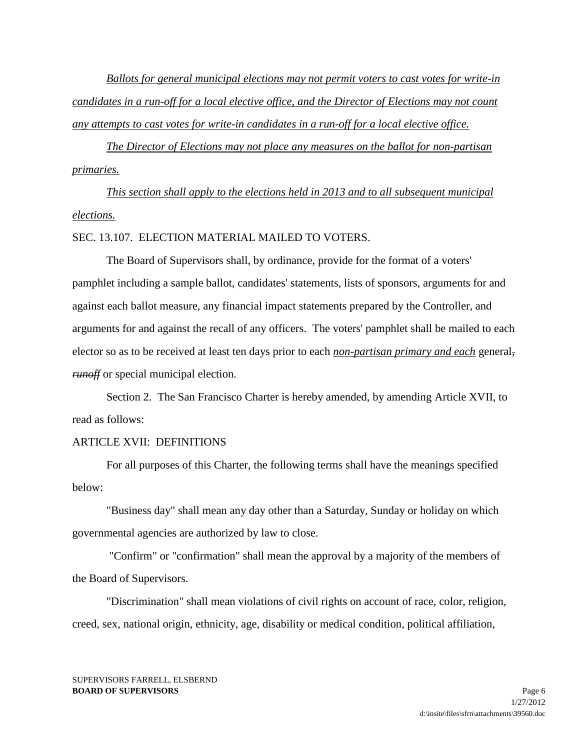*Ballots for general municipal elections may not permit voters to cast votes for write-in candidates in a run-off for a local elective office, and the Director of Elections may not count any attempts to cast votes for write-in candidates in a run-off for a local elective office.*

*The Director of Elections may not place any measures on the ballot for non-partisan primaries.*

*This section shall apply to the elections held in 2013 and to all subsequent municipal elections.*

SEC. 13.107. ELECTION MATERIAL MAILED TO VOTERS.

The Board of Supervisors shall, by ordinance, provide for the format of a voters' pamphlet including a sample ballot, candidates' statements, lists of sponsors, arguments for and against each ballot measure, any financial impact statements prepared by the Controller, and arguments for and against the recall of any officers. The voters' pamphlet shall be mailed to each elector so as to be received at least ten days prior to each *non-partisan primary and each* general, ~~*runoff*~~ or special municipal election.

Section 2. The San Francisco Charter is hereby amended, by amending Article XVII, to read as follows:

ARTICLE XVII: DEFINITIONS

For all purposes of this Charter, the following terms shall have the meanings specified below:

"Business day" shall mean any day other than a Saturday, Sunday or holiday on which governmental agencies are authorized by law to close.

"Confirm" or "confirmation" shall mean the approval by a majority of the members of the Board of Supervisors.

"Discrimination" shall mean violations of civil rights on account of race, color, religion, creed, sex, national origin, ethnicity, age, disability or medical condition, political affiliation,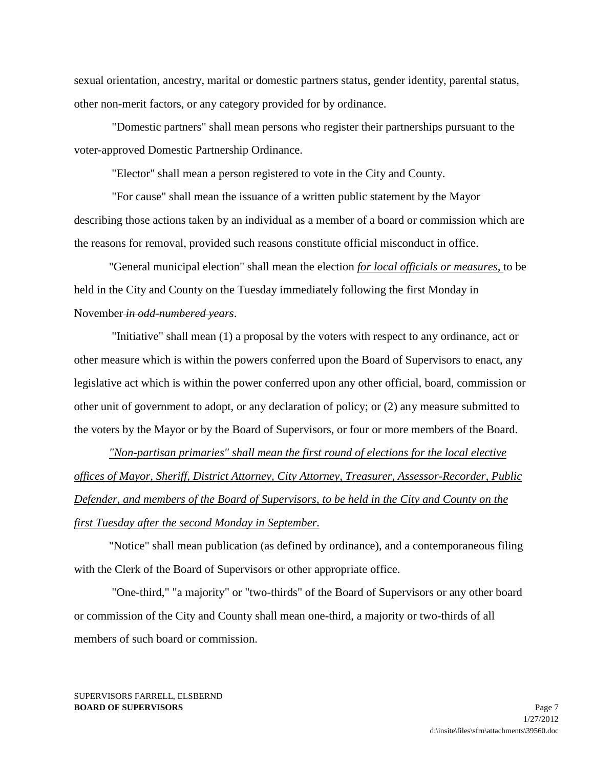sexual orientation, ancestry, marital or domestic partners status, gender identity, parental status, other non-merit factors, or any category provided for by ordinance.

"Domestic partners" shall mean persons who register their partnerships pursuant to the voter-approved Domestic Partnership Ordinance.

"Elector" shall mean a person registered to vote in the City and County.

"For cause" shall mean the issuance of a written public statement by the Mayor describing those actions taken by an individual as a member of a board or commission which are the reasons for removal, provided such reasons constitute official misconduct in office.

"General municipal election" shall mean the election <u>*for local officials or measures,*</u> to be held in the City and County on the Tuesday immediately following the first Monday in November ~~*in odd-numbered years*~~.

"Initiative" shall mean (1) a proposal by the voters with respect to any ordinance, act or other measure which is within the powers conferred upon the Board of Supervisors to enact, any legislative act which is within the power conferred upon any other official, board, commission or other unit of government to adopt, or any declaration of policy; or (2) any measure submitted to the voters by the Mayor or by the Board of Supervisors, or four or more members of the Board.

<u>*"Non-partisan primaries" shall mean the first round of elections for the local elective offices of Mayor, Sheriff, District Attorney, City Attorney, Treasurer, Assessor-Recorder, Public Defender, and members of the Board of Supervisors, to be held in the City and County on the first Tuesday after the second Monday in September.*</u>

"Notice" shall mean publication (as defined by ordinance), and a contemporaneous filing with the Clerk of the Board of Supervisors or other appropriate office.

"One-third," "a majority" or "two-thirds" of the Board of Supervisors or any other board or commission of the City and County shall mean one-third, a majority or two-thirds of all members of such board or commission.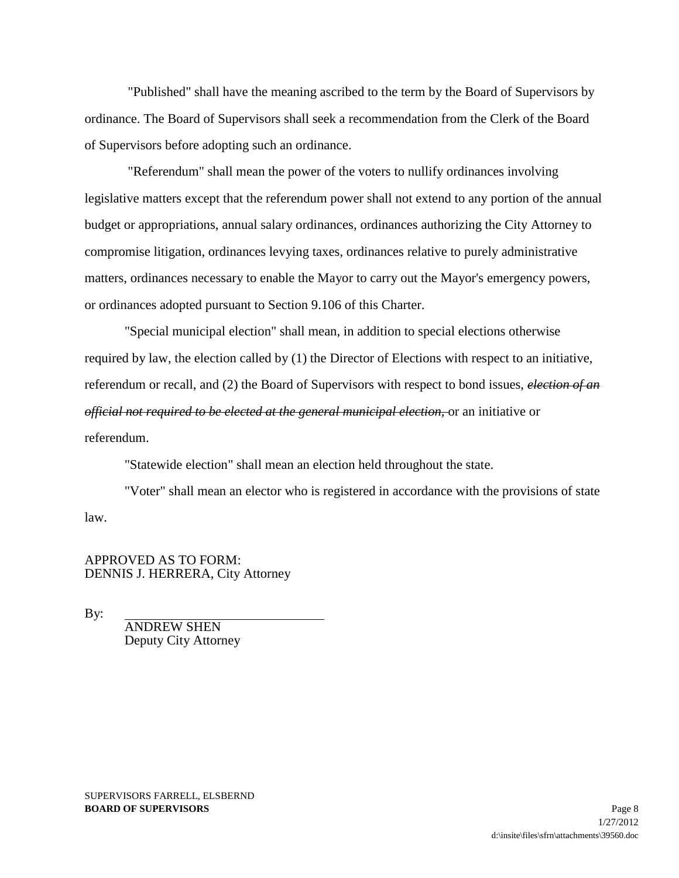"Published" shall have the meaning ascribed to the term by the Board of Supervisors by ordinance. The Board of Supervisors shall seek a recommendation from the Clerk of the Board of Supervisors before adopting such an ordinance.

"Referendum" shall mean the power of the voters to nullify ordinances involving legislative matters except that the referendum power shall not extend to any portion of the annual budget or appropriations, annual salary ordinances, ordinances authorizing the City Attorney to compromise litigation, ordinances levying taxes, ordinances relative to purely administrative matters, ordinances necessary to enable the Mayor to carry out the Mayor's emergency powers, or ordinances adopted pursuant to Section 9.106 of this Charter.

"Special municipal election" shall mean, in addition to special elections otherwise required by law, the election called by (1) the Director of Elections with respect to an initiative, referendum or recall, and (2) the Board of Supervisors with respect to bond issues, ~~*election of an official not required to be elected at the general municipal election,*~~ or an initiative or referendum.

"Statewide election" shall mean an election held throughout the state.

"Voter" shall mean an elector who is registered in accordance with the provisions of state law.

APPROVED AS TO FORM:
DENNIS J. HERRERA, City Attorney

By: ______________________________
ANDREW SHEN
Deputy City Attorney